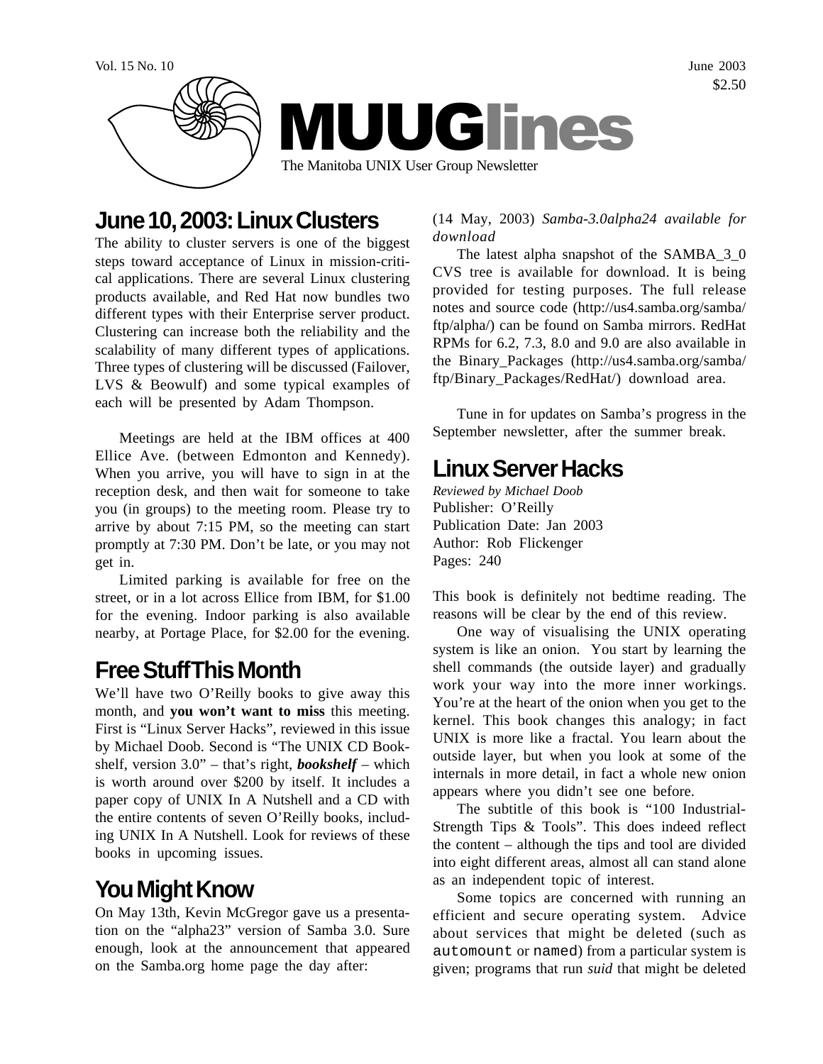Vol. 15 No. 10 June 2003 $2.50

# MUUGlines

The Manitoba UNIX User Group Newsletter

## June 10, 2003: Linux Clusters

The ability to cluster servers is one of the biggest steps toward acceptance of Linux in mission-critical applications. There are several Linux clustering products available, and Red Hat now bundles two different types with their Enterprise server product. Clustering can increase both the reliability and the scalability of many different types of applications. Three types of clustering will be discussed (Failover, LVS & Beowulf) and some typical examples of each will be presented by Adam Thompson.

Meetings are held at the IBM offices at 400 Ellice Ave. (between Edmonton and Kennedy). When you arrive, you will have to sign in at the reception desk, and then wait for someone to take you (in groups) to the meeting room. Please try to arrive by about 7:15 PM, so the meeting can start promptly at 7:30 PM. Don't be late, or you may not get in.

Limited parking is available for free on the street, or in a lot across Ellice from IBM, for $1.00 for the evening. Indoor parking is also available nearby, at Portage Place, for $2.00 for the evening.

## Free Stuff This Month

We'll have two O'Reilly books to give away this month, and **you won't want to miss** this meeting. First is "Linux Server Hacks", reviewed in this issue by Michael Doob. Second is "The UNIX CD Bookshelf, version 3.0" – that's right, ***bookshelf*** – which is worth around over $200 by itself. It includes a paper copy of UNIX In A Nutshell and a CD with the entire contents of seven O'Reilly books, including UNIX In A Nutshell. Look for reviews of these books in upcoming issues.

## You Might Know

On May 13th, Kevin McGregor gave us a presentation on the "alpha23" version of Samba 3.0. Sure enough, look at the announcement that appeared on the Samba.org home page the day after:

(14 May, 2003) *Samba-3.0alpha24 available for download*

The latest alpha snapshot of the SAMBA_3_0 CVS tree is available for download. It is being provided for testing purposes. The full release notes and source code (http://us4.samba.org/samba/ftp/alpha/) can be found on Samba mirrors. RedHat RPMs for 6.2, 7.3, 8.0 and 9.0 are also available in the Binary_Packages (http://us4.samba.org/samba/ftp/Binary_Packages/RedHat/) download area.

Tune in for updates on Samba's progress in the September newsletter, after the summer break.

## Linux Server Hacks

*Reviewed by Michael Doob*
Publisher: O'Reilly
Publication Date: Jan 2003
Author: Rob Flickenger
Pages: 240

This book is definitely not bedtime reading. The reasons will be clear by the end of this review.

One way of visualising the UNIX operating system is like an onion. You start by learning the shell commands (the outside layer) and gradually work your way into the more inner workings. You're at the heart of the onion when you get to the kernel. This book changes this analogy; in fact UNIX is more like a fractal. You learn about the outside layer, but when you look at some of the internals in more detail, in fact a whole new onion appears where you didn't see one before.

The subtitle of this book is "100 Industrial-Strength Tips & Tools". This does indeed reflect the content – although the tips and tool are divided into eight different areas, almost all can stand alone as an independent topic of interest.

Some topics are concerned with running an efficient and secure operating system. Advice about services that might be deleted (such as `automount` or `named`) from a particular system is given; programs that run *suid* that might be deleted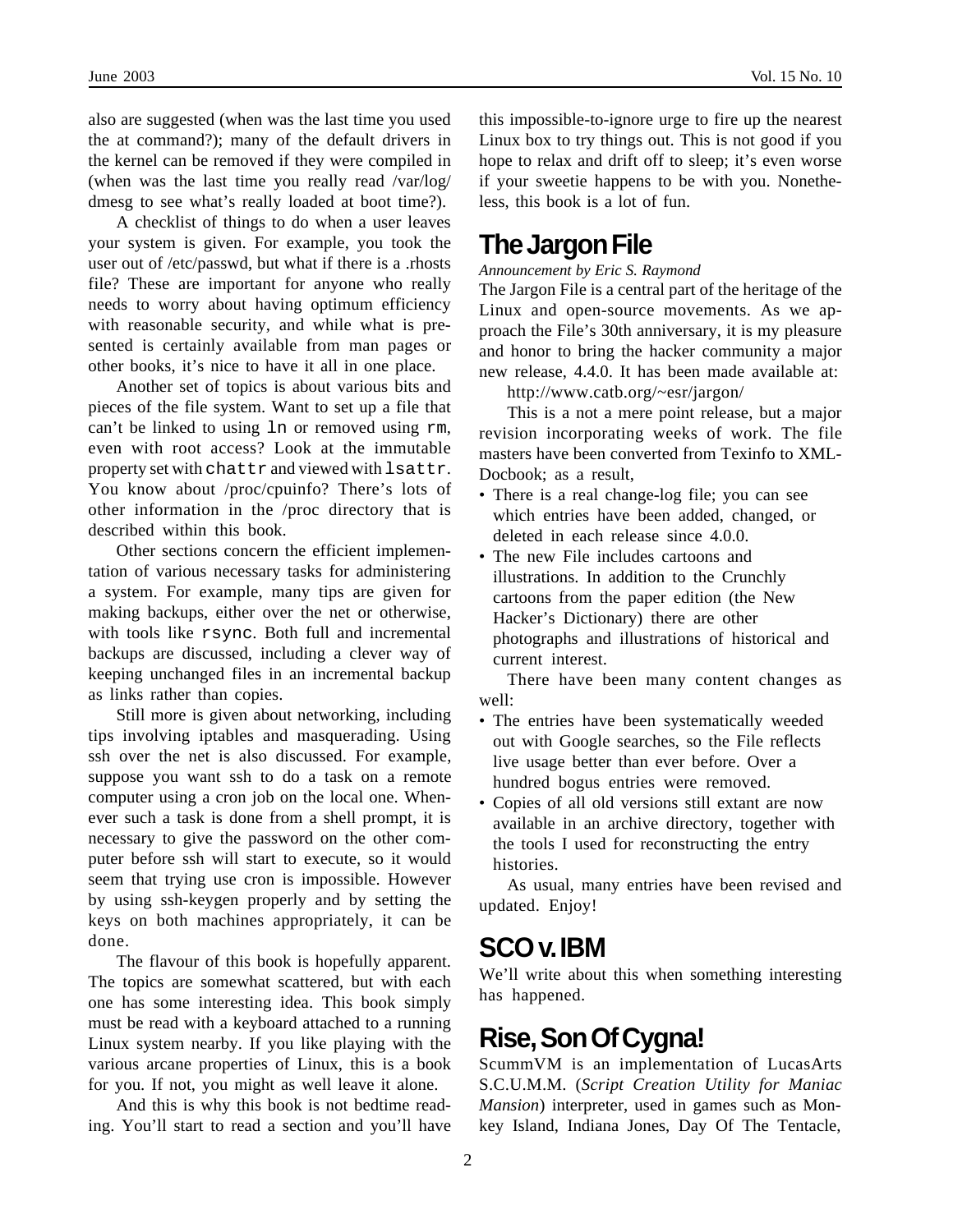also are suggested (when was the last time you used the at command?); many of the default drivers in the kernel can be removed if they were compiled in (when was the last time you really read /var/log/dmesg to see what's really loaded at boot time?).

A checklist of things to do when a user leaves your system is given. For example, you took the user out of /etc/passwd, but what if there is a .rhosts file? These are important for anyone who really needs to worry about having optimum efficiency with reasonable security, and while what is presented is certainly available from man pages or other books, it's nice to have it all in one place.

Another set of topics is about various bits and pieces of the file system. Want to set up a file that can't be linked to using `ln` or removed using `rm`, even with root access? Look at the immutable property set with `chattr` and viewed with `lsattr`. You know about /proc/cpuinfo? There's lots of other information in the /proc directory that is described within this book.

Other sections concern the efficient implementation of various necessary tasks for administering a system. For example, many tips are given for making backups, either over the net or otherwise, with tools like `rsync`. Both full and incremental backups are discussed, including a clever way of keeping unchanged files in an incremental backup as links rather than copies.

Still more is given about networking, including tips involving iptables and masquerading. Using ssh over the net is also discussed. For example, suppose you want ssh to do a task on a remote computer using a cron job on the local one. Whenever such a task is done from a shell prompt, it is necessary to give the password on the other computer before ssh will start to execute, so it would seem that trying use cron is impossible. However by using ssh-keygen properly and by setting the keys on both machines appropriately, it can be done.

The flavour of this book is hopefully apparent. The topics are somewhat scattered, but with each one has some interesting idea. This book simply must be read with a keyboard attached to a running Linux system nearby. If you like playing with the various arcane properties of Linux, this is a book for you. If not, you might as well leave it alone.

And this is why this book is not bedtime reading. You'll start to read a section and you'll have this impossible-to-ignore urge to fire up the nearest Linux box to try things out. This is not good if you hope to relax and drift off to sleep; it's even worse if your sweetie happens to be with you. Nonetheless, this book is a lot of fun.

## The Jargon File

*Announcement by Eric S. Raymond*

The Jargon File is a central part of the heritage of the Linux and open-source movements. As we approach the File's 30th anniversary, it is my pleasure and honor to bring the hacker community a major new release, 4.4.0. It has been made available at:

http://www.catb.org/~esr/jargon/

This is a not a mere point release, but a major revision incorporating weeks of work. The file masters have been converted from Texinfo to XML-Docbook; as a result,

- There is a real change-log file; you can see which entries have been added, changed, or deleted in each release since 4.0.0.
- The new File includes cartoons and illustrations. In addition to the Crunchly cartoons from the paper edition (the New Hacker's Dictionary) there are other photographs and illustrations of historical and current interest.

There have been many content changes as well:

- The entries have been systematically weeded out with Google searches, so the File reflects live usage better than ever before. Over a hundred bogus entries were removed.
- Copies of all old versions still extant are now available in an archive directory, together with the tools I used for reconstructing the entry histories.

As usual, many entries have been revised and updated. Enjoy!

## SCO v. IBM

We'll write about this when something interesting has happened.

## Rise, Son Of Cygna!

ScummVM is an implementation of LucasArts S.C.U.M.M. (*Script Creation Utility for Maniac Mansion*) interpreter, used in games such as Monkey Island, Indiana Jones, Day Of The Tentacle,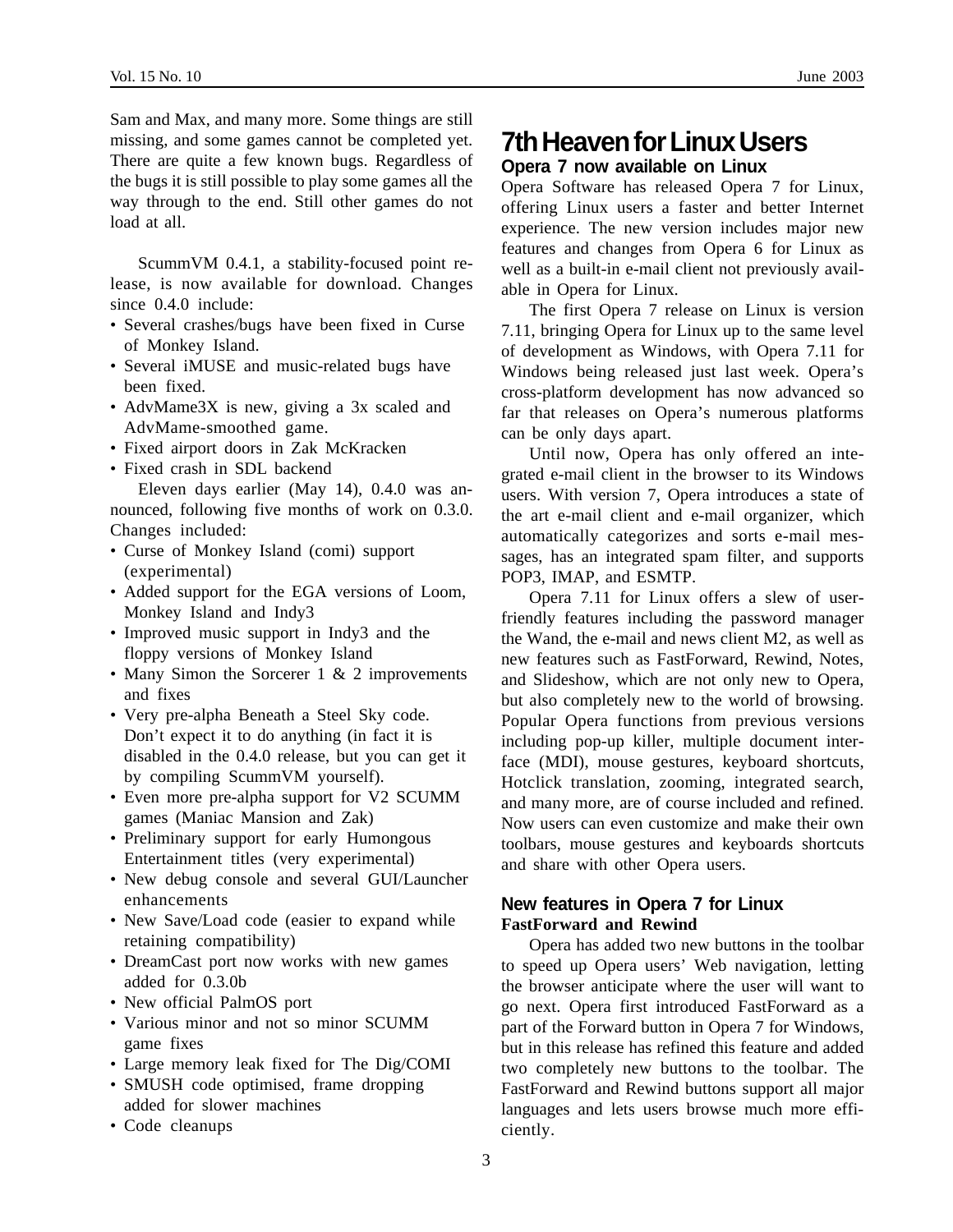Sam and Max, and many more. Some things are still missing, and some games cannot be completed yet. There are quite a few known bugs. Regardless of the bugs it is still possible to play some games all the way through to the end. Still other games do not load at all.

ScummVM 0.4.1, a stability-focused point release, is now available for download. Changes since 0.4.0 include:

- Several crashes/bugs have been fixed in Curse of Monkey Island.
- Several iMUSE and music-related bugs have been fixed.
- AdvMame3X is new, giving a 3x scaled and AdvMame-smoothed game.
- Fixed airport doors in Zak McKracken
- Fixed crash in SDL backend

Eleven days earlier (May 14), 0.4.0 was announced, following five months of work on 0.3.0. Changes included:

- Curse of Monkey Island (comi) support (experimental)
- Added support for the EGA versions of Loom, Monkey Island and Indy3
- Improved music support in Indy3 and the floppy versions of Monkey Island
- Many Simon the Sorcerer 1 & 2 improvements and fixes
- Very pre-alpha Beneath a Steel Sky code. Don't expect it to do anything (in fact it is disabled in the 0.4.0 release, but you can get it by compiling ScummVM yourself).
- Even more pre-alpha support for V2 SCUMM games (Maniac Mansion and Zak)
- Preliminary support for early Humongous Entertainment titles (very experimental)
- New debug console and several GUI/Launcher enhancements
- New Save/Load code (easier to expand while retaining compatibility)
- DreamCast port now works with new games added for 0.3.0b
- New official PalmOS port
- Various minor and not so minor SCUMM game fixes
- Large memory leak fixed for The Dig/COMI
- SMUSH code optimised, frame dropping added for slower machines
- Code cleanups

# 7th Heaven for Linux Users

## Opera 7 now available on Linux

Opera Software has released Opera 7 for Linux, offering Linux users a faster and better Internet experience. The new version includes major new features and changes from Opera 6 for Linux as well as a built-in e-mail client not previously available in Opera for Linux.

The first Opera 7 release on Linux is version 7.11, bringing Opera for Linux up to the same level of development as Windows, with Opera 7.11 for Windows being released just last week. Opera's cross-platform development has now advanced so far that releases on Opera's numerous platforms can be only days apart.

Until now, Opera has only offered an integrated e-mail client in the browser to its Windows users. With version 7, Opera introduces a state of the art e-mail client and e-mail organizer, which automatically categorizes and sorts e-mail messages, has an integrated spam filter, and supports POP3, IMAP, and ESMTP.

Opera 7.11 for Linux offers a slew of user-friendly features including the password manager the Wand, the e-mail and news client M2, as well as new features such as FastForward, Rewind, Notes, and Slideshow, which are not only new to Opera, but also completely new to the world of browsing. Popular Opera functions from previous versions including pop-up killer, multiple document interface (MDI), mouse gestures, keyboard shortcuts, Hotclick translation, zooming, integrated search, and many more, are of course included and refined. Now users can even customize and make their own toolbars, mouse gestures and keyboards shortcuts and share with other Opera users.

## New features in Opera 7 for Linux

### FastForward and Rewind

Opera has added two new buttons in the toolbar to speed up Opera users' Web navigation, letting the browser anticipate where the user will want to go next. Opera first introduced FastForward as a part of the Forward button in Opera 7 for Windows, but in this release has refined this feature and added two completely new buttons to the toolbar. The FastForward and Rewind buttons support all major languages and lets users browse much more efficiently.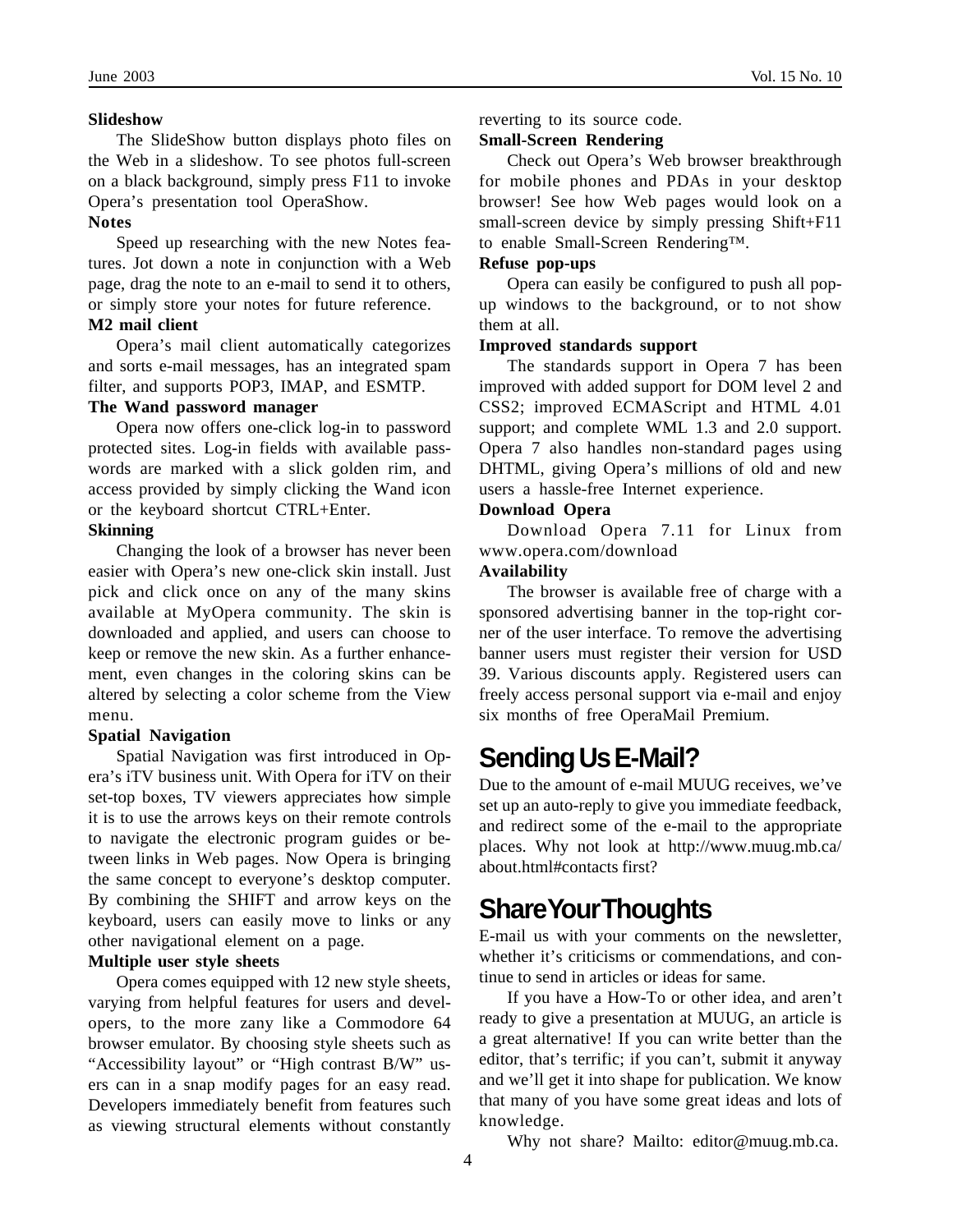**Slideshow**

The SlideShow button displays photo files on the Web in a slideshow. To see photos full-screen on a black background, simply press F11 to invoke Opera's presentation tool OperaShow.

**Notes**

Speed up researching with the new Notes features. Jot down a note in conjunction with a Web page, drag the note to an e-mail to send it to others, or simply store your notes for future reference.

**M2 mail client**

Opera's mail client automatically categorizes and sorts e-mail messages, has an integrated spam filter, and supports POP3, IMAP, and ESMTP.

**The Wand password manager**

Opera now offers one-click log-in to password protected sites. Log-in fields with available passwords are marked with a slick golden rim, and access provided by simply clicking the Wand icon or the keyboard shortcut CTRL+Enter.

**Skinning**

Changing the look of a browser has never been easier with Opera's new one-click skin install. Just pick and click once on any of the many skins available at MyOpera community. The skin is downloaded and applied, and users can choose to keep or remove the new skin. As a further enhancement, even changes in the coloring skins can be altered by selecting a color scheme from the View menu.

**Spatial Navigation**

Spatial Navigation was first introduced in Opera's iTV business unit. With Opera for iTV on their set-top boxes, TV viewers appreciates how simple it is to use the arrows keys on their remote controls to navigate the electronic program guides or between links in Web pages. Now Opera is bringing the same concept to everyone's desktop computer. By combining the SHIFT and arrow keys on the keyboard, users can easily move to links or any other navigational element on a page.

**Multiple user style sheets**

Opera comes equipped with 12 new style sheets, varying from helpful features for users and developers, to the more zany like a Commodore 64 browser emulator. By choosing style sheets such as "Accessibility layout" or "High contrast B/W" users can in a snap modify pages for an easy read. Developers immediately benefit from features such as viewing structural elements without constantly reverting to its source code.

**Small-Screen Rendering**

Check out Opera's Web browser breakthrough for mobile phones and PDAs in your desktop browser! See how Web pages would look on a small-screen device by simply pressing Shift+F11 to enable Small-Screen Rendering™.

**Refuse pop-ups**

Opera can easily be configured to push all pop-up windows to the background, or to not show them at all.

**Improved standards support**

The standards support in Opera 7 has been improved with added support for DOM level 2 and CSS2; improved ECMAScript and HTML 4.01 support; and complete WML 1.3 and 2.0 support. Opera 7 also handles non-standard pages using DHTML, giving Opera's millions of old and new users a hassle-free Internet experience.

**Download Opera**

Download Opera 7.11 for Linux from www.opera.com/download

**Availability**

The browser is available free of charge with a sponsored advertising banner in the top-right corner of the user interface. To remove the advertising banner users must register their version for USD 39. Various discounts apply. Registered users can freely access personal support via e-mail and enjoy six months of free OperaMail Premium.

## Sending Us E-Mail?

Due to the amount of e-mail MUUG receives, we've set up an auto-reply to give you immediate feedback, and redirect some of the e-mail to the appropriate places. Why not look at http://www.muug.mb.ca/about.html#contacts first?

## Share Your Thoughts

E-mail us with your comments on the newsletter, whether it's criticisms or commendations, and continue to send in articles or ideas for same.

If you have a How-To or other idea, and aren't ready to give a presentation at MUUG, an article is a great alternative! If you can write better than the editor, that's terrific; if you can't, submit it anyway and we'll get it into shape for publication. We know that many of you have some great ideas and lots of knowledge.

Why not share? Mailto: editor@muug.mb.ca.